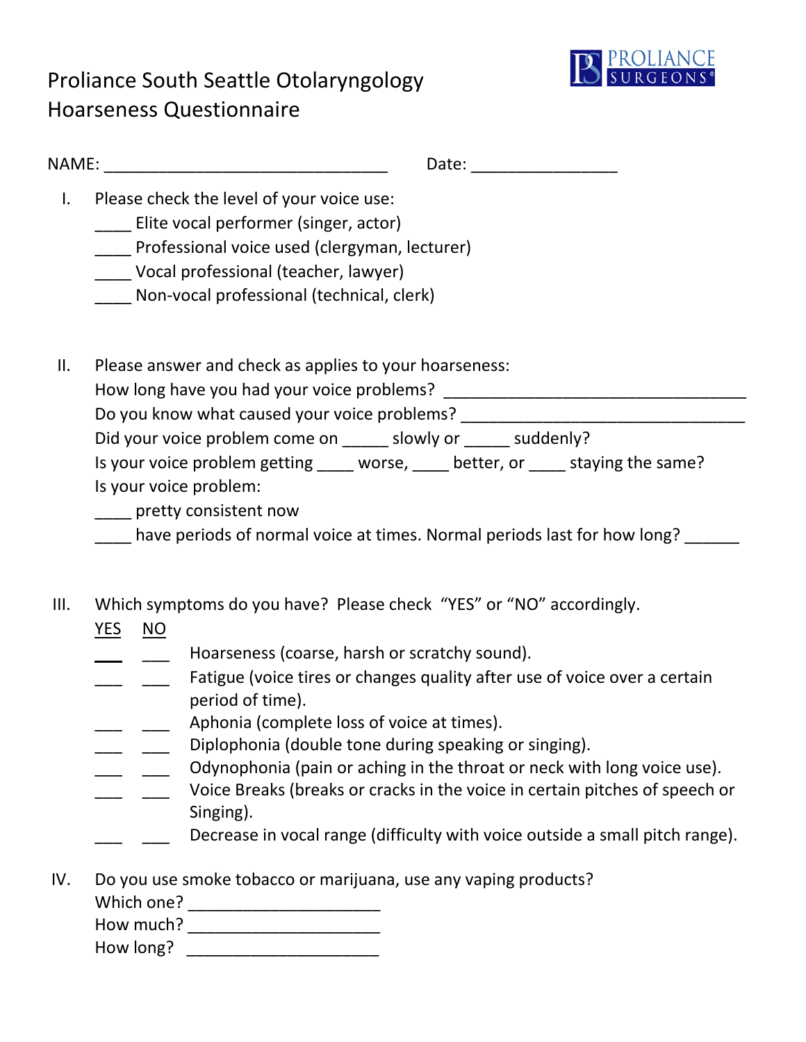# Proliance South Seattle Otolaryngology
# Hoarseness Questionnaire

PROLIANCE SURGEONS®

NAME: ________________________________ Date: ________________

I. Please check the level of your voice use:
   ____ Elite vocal performer (singer, actor)
   ____ Professional voice used (clergyman, lecturer)
   ____ Vocal professional (teacher, lawyer)
   ____ Non-vocal professional (technical, clerk)

II. Please answer and check as applies to your hoarseness:
   How long have you had your voice problems? ________________________________
   Do you know what caused your voice problems? ________________________________
   Did your voice problem come on _____ slowly or _____ suddenly?
   Is your voice problem getting ____ worse, ____ better, or ____ staying the same?
   Is your voice problem:
   ____ pretty consistent now
   ____ have periods of normal voice at times. Normal periods last for how long? ______

III. Which symptoms do you have? Please check "YES" or "NO" accordingly.

| YES | NO | |
|---|---|---|
| ___ | ___ | Hoarseness (coarse, harsh or scratchy sound). |
| ___ | ___ | Fatigue (voice tires or changes quality after use of voice over a certain period of time). |
| ___ | ___ | Aphonia (complete loss of voice at times). |
| ___ | ___ | Diplophonia (double tone during speaking or singing). |
| ___ | ___ | Odynophonia (pain or aching in the throat or neck with long voice use). |
| ___ | ___ | Voice Breaks (breaks or cracks in the voice in certain pitches of speech or Singing). |
| ___ | ___ | Decrease in vocal range (difficulty with voice outside a small pitch range). |

IV. Do you use smoke tobacco or marijuana, use any vaping products?
   Which one? ____________________
   How much? ____________________
   How long? ____________________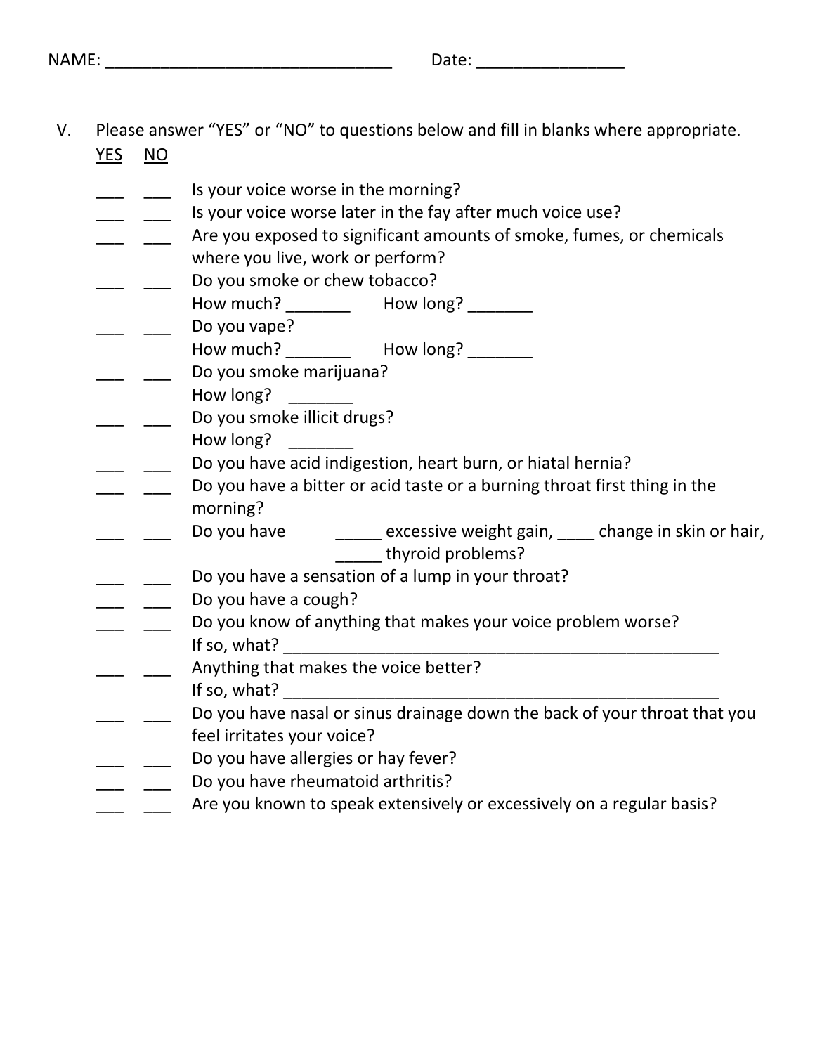NAME: ______________________________ Date: _______________

V. Please answer "YES" or "NO" to questions below and fill in blanks where appropriate.

| YES | NO | |
|---|---|---|
| ___ | ___ | Is your voice worse in the morning? |
| ___ | ___ | Is your voice worse later in the fay after much voice use? |
| ___ | ___ | Are you exposed to significant amounts of smoke, fumes, or chemicals where you live, work or perform? |
| ___ | ___ | Do you smoke or chew tobacco? How much? _______ How long? _______ |
| ___ | ___ | Do you vape? How much? _______ How long? _______ |
| ___ | ___ | Do you smoke marijuana? How long? _______ |
| ___ | ___ | Do you smoke illicit drugs? How long? _______ |
| ___ | ___ | Do you have acid indigestion, heart burn, or hiatal hernia? |
| ___ | ___ | Do you have a bitter or acid taste or a burning throat first thing in the morning? |
| ___ | ___ | Do you have _____ excessive weight gain, ____ change in skin or hair, _____ thyroid problems? |
| ___ | ___ | Do you have a sensation of a lump in your throat? |
| ___ | ___ | Do you have a cough? |
| ___ | ___ | Do you know of anything that makes your voice problem worse? If so, what? _______________________________________________ |
| ___ | ___ | Anything that makes the voice better? If so, what? _______________________________________________ |
| ___ | ___ | Do you have nasal or sinus drainage down the back of your throat that you feel irritates your voice? |
| ___ | ___ | Do you have allergies or hay fever? |
| ___ | ___ | Do you have rheumatoid arthritis? |
| ___ | ___ | Are you known to speak extensively or excessively on a regular basis? |